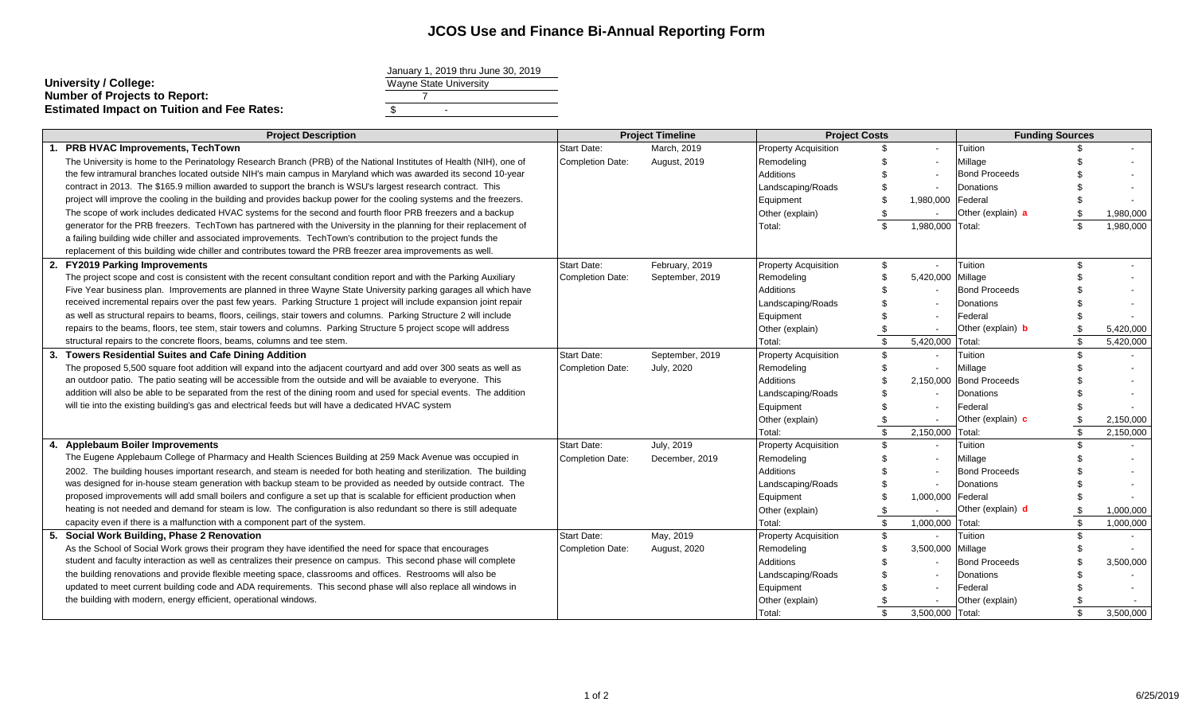# JCOS Use and Finance Bi-Annual Reporting Form

| | |
|---|---|
| | January 1, 2019 thru June 30, 2019 |
| **University / College:** | Wayne State University |
| **Number of Projects to Report:** | 7 |
| **Estimated Impact on Tuition and Fee Rates:** | $ - |

| Project Description | Project Timeline | | Project Costs | | Funding Sources | |
|---|---|---|---|---|---|---|
| **1. PRB HVAC Improvements, TechTown** | Start Date: | March, 2019 | Property Acquisition | $ - | Tuition | $ - |
| The University is home to the Perinatology Research Branch (PRB) of the National Institutes of Health (NIH), one of the few intramural branches located outside NIH's main campus in Maryland which was awarded its second 10-year contract in 2013. The $165.9 million awarded to support the branch is WSU's largest research contract. This project will improve the cooling in the building and provides backup power for the cooling systems and the freezers. The scope of work includes dedicated HVAC systems for the second and fourth floor PRB freezers and a backup generator for the PRB freezers. TechTown has partnered with the University in the planning for their replacement of a failing building wide chiller and associated improvements. TechTown's contribution to the project funds the replacement of this building wide chiller and contributes toward the PRB freezer area improvements as well. | Completion Date: | August, 2019 | Remodeling | $ - | Millage | $ - |
| | | | Additions | $ - | Bond Proceeds | $ - |
| | | | Landscaping/Roads | $ - | Donations | $ - |
| | | | Equipment | $ 1,980,000 | Federal | $ - |
| | | | Other (explain) | $ - | Other (explain) a | $ 1,980,000 |
| | | | Total: | $ 1,980,000 | Total: | $ 1,980,000 |
| **2. FY2019 Parking Improvements** | Start Date: | February, 2019 | Property Acquisition | $ - | Tuition | $ - |
| The project scope and cost is consistent with the recent consultant condition report and with the Parking Auxiliary Five Year business plan. Improvements are planned in three Wayne State University parking garages all which have received incremental repairs over the past few years. Parking Structure 1 project will include expansion joint repair as well as structural repairs to beams, floors, ceilings, stair towers and columns. Parking Structure 2 will include repairs to the beams, floors, tee stem, stair towers and columns. Parking Structure 5 project scope will address structural repairs to the concrete floors, beams, columns and tee stem. | Completion Date: | September, 2019 | Remodeling | $ 5,420,000 | Millage | $ - |
| | | | Additions | $ - | Bond Proceeds | $ - |
| | | | Landscaping/Roads | $ - | Donations | $ - |
| | | | Equipment | $ - | Federal | $ - |
| | | | Other (explain) | $ - | Other (explain) b | $ 5,420,000 |
| | | | Total: | $ 5,420,000 | Total: | $ 5,420,000 |
| **3. Towers Residential Suites and Cafe Dining Addition** | Start Date: | September, 2019 | Property Acquisition | $ - | Tuition | $ - |
| The proposed 5,500 square foot addition will expand into the adjacent courtyard and add over 300 seats as well as an outdoor patio. The patio seating will be accessible from the outside and will be avaiable to everyone. This addition will also be able to be separated from the rest of the dining room and used for special events. The addition will tie into the existing building's gas and electrical feeds but will have a dedicated HVAC system | Completion Date: | July, 2020 | Remodeling | $ - | Millage | $ - |
| | | | Additions | $ 2,150,000 | Bond Proceeds | $ - |
| | | | Landscaping/Roads | $ - | Donations | $ - |
| | | | Equipment | $ - | Federal | $ - |
| | | | Other (explain) | $ - | Other (explain) c | $ 2,150,000 |
| | | | Total: | $ 2,150,000 | Total: | $ 2,150,000 |
| **4. Applebaum Boiler Improvements** | Start Date: | July, 2019 | Property Acquisition | $ - | Tuition | $ - |
| The Eugene Applebaum College of Pharmacy and Health Sciences Building at 259 Mack Avenue was occupied in 2002. The building houses important research, and steam is needed for both heating and sterilization. The building was designed for in-house steam generation with backup steam to be provided as needed by outside contract. The proposed improvements will add small boilers and configure a set up that is scalable for efficient production when heating is not needed and demand for steam is low. The configuration is also redundant so there is still adequate capacity even if there is a malfunction with a component part of the system. | Completion Date: | December, 2019 | Remodeling | $ - | Millage | $ - |
| | | | Additions | $ - | Bond Proceeds | $ - |
| | | | Landscaping/Roads | $ - | Donations | $ - |
| | | | Equipment | $ 1,000,000 | Federal | $ - |
| | | | Other (explain) | $ - | Other (explain) d | $ 1,000,000 |
| | | | Total: | $ 1,000,000 | Total: | $ 1,000,000 |
| **5. Social Work Building, Phase 2 Renovation** | Start Date: | May, 2019 | Property Acquisition | $ - | Tuition | $ - |
| As the School of Social Work grows their program they have identified the need for space that encourages student and faculty interaction as well as centralizes their presence on campus. This second phase will complete the building renovations and provide flexible meeting space, classrooms and offices. Restrooms will also be updated to meet current building code and ADA requirements. This second phase will also replace all windows in the building with modern, energy efficient, operational windows. | Completion Date: | August, 2020 | Remodeling | $ 3,500,000 | Millage | $ - |
| | | | Additions | $ - | Bond Proceeds | $ 3,500,000 |
| | | | Landscaping/Roads | $ - | Donations | $ - |
| | | | Equipment | $ - | Federal | $ - |
| | | | Other (explain) | $ - | Other (explain) | $ - |
| | | | Total: | $ 3,500,000 | Total: | $ 3,500,000 |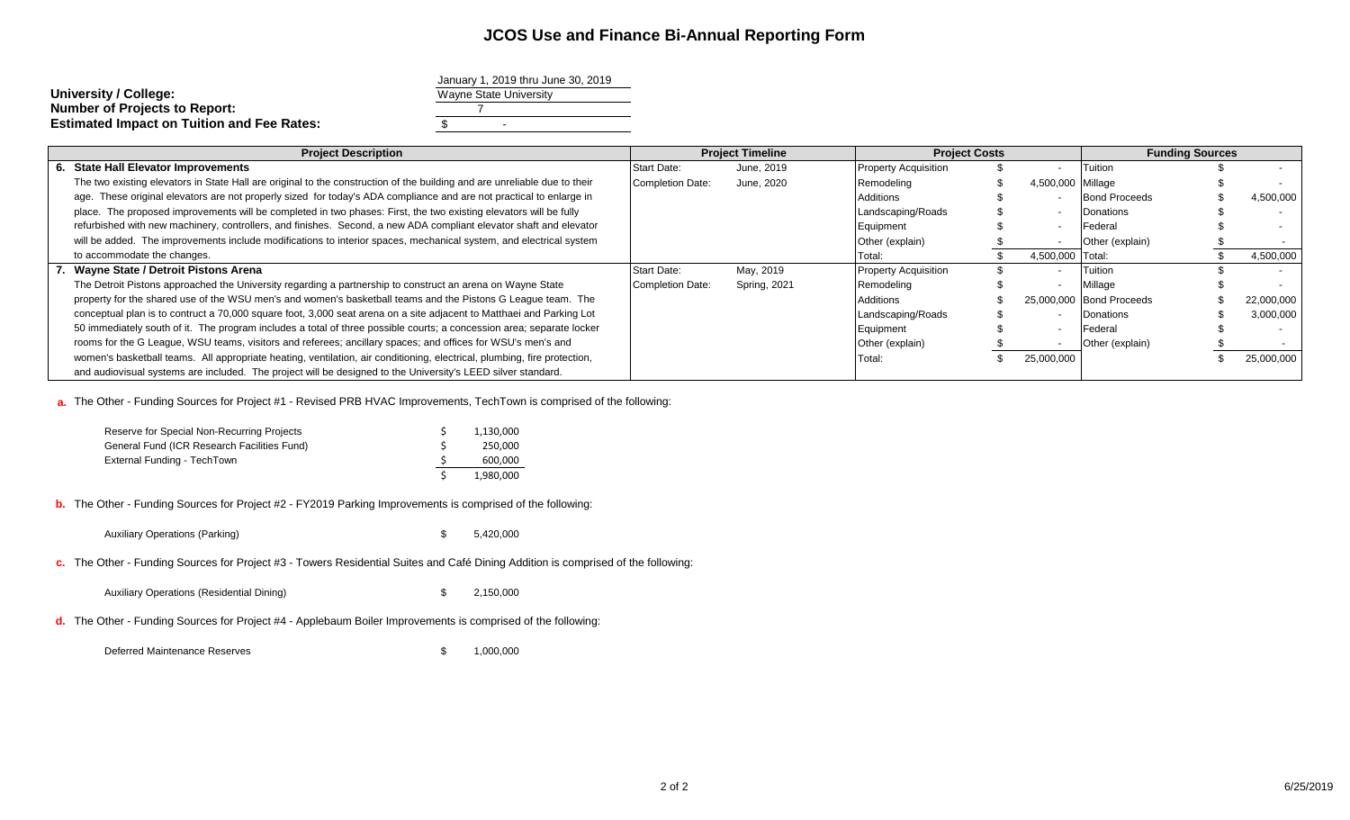# JCOS Use and Finance Bi-Annual Reporting Form

| | |
|---|---|
| | January 1, 2019 thru June 30, 2019 |
| **University / College:** | Wayne State University |
| **Number of Projects to Report:** | 7 |
| **Estimated Impact on Tuition and Fee Rates:** | $ - |

| Project Description | Project Timeline | | Project Costs | | Funding Sources | |
|---|---|---|---|---|---|---|
| **6. State Hall Elevator Improvements** | Start Date: | June, 2019 | Property Acquisition | $ - | Tuition | $ - |
| The two existing elevators in State Hall are original to the construction of the building and are unreliable due to their age. These original elevators are not properly sized for today's ADA compliance and are not practical to enlarge in place. The proposed improvements will be completed in two phases: First, the two existing elevators will be fully refurbished with new machinery, controllers, and finishes. Second, a new ADA compliant elevator shaft and elevator will be added. The improvements include modifications to interior spaces, mechanical system, and electrical system to accommodate the changes. | Completion Date: | June, 2020 | Remodeling | $ 4,500,000 | Millage | $ - |
| | | | Additions | $ - | Bond Proceeds | $ 4,500,000 |
| | | | Landscaping/Roads | $ - | Donations | $ - |
| | | | Equipment | $ - | Federal | $ - |
| | | | Other (explain) | $ - | Other (explain) | $ - |
| | | | Total: | $ 4,500,000 | Total: | $ 4,500,000 |
| **7. Wayne State / Detroit Pistons Arena** | Start Date: | May, 2019 | Property Acquisition | $ - | Tuition | $ - |
| The Detroit Pistons approached the University regarding a partnership to construct an arena on Wayne State property for the shared use of the WSU men's and women's basketball teams and the Pistons G League team. The conceptual plan is to contruct a 70,000 square foot, 3,000 seat arena on a site adjacent to Matthaei and Parking Lot 50 immediately south of it. The program includes a total of three possible courts; a concession area; separate locker rooms for the G League, WSU teams, visitors and referees; ancillary spaces; and offices for WSU's men's and women's basketball teams. All appropriate heating, ventilation, air conditioning, electrical, plumbing, fire protection, and audiovisual systems are included. The project will be designed to the University's LEED silver standard. | Completion Date: | Spring, 2021 | Remodeling | $ - | Millage | $ - |
| | | | Additions | $ 25,000,000 | Bond Proceeds | $ 22,000,000 |
| | | | Landscaping/Roads | $ - | Donations | $ 3,000,000 |
| | | | Equipment | $ - | Federal | $ - |
| | | | Other (explain) | $ - | Other (explain) | $ - |
| | | | Total: | $ 25,000,000 | | $ 25,000,000 |

**a.** The Other - Funding Sources for Project #1 - Revised PRB HVAC Improvements, TechTown is comprised of the following:

| | |
|---|---|
| Reserve for Special Non-Recurring Projects | $ 1,130,000 |
| General Fund (ICR Research Facilities Fund) | $ 250,000 |
| External Funding - TechTown | $ 600,000 |
| | $ 1,980,000 |

**b.** The Other - Funding Sources for Project #2 - FY2019 Parking Improvements is comprised of the following:

| | |
|---|---|
| Auxiliary Operations (Parking) | $ 5,420,000 |

**c.** The Other - Funding Sources for Project #3 - Towers Residential Suites and Café Dining Addition is comprised of the following:

| | |
|---|---|
| Auxiliary Operations (Residential Dining) | $ 2,150,000 |

**d.** The Other - Funding Sources for Project #4 - Applebaum Boiler Improvements is comprised of the following:

| | |
|---|---|
| Deferred Maintenance Reserves | $ 1,000,000 |

6/25/2019